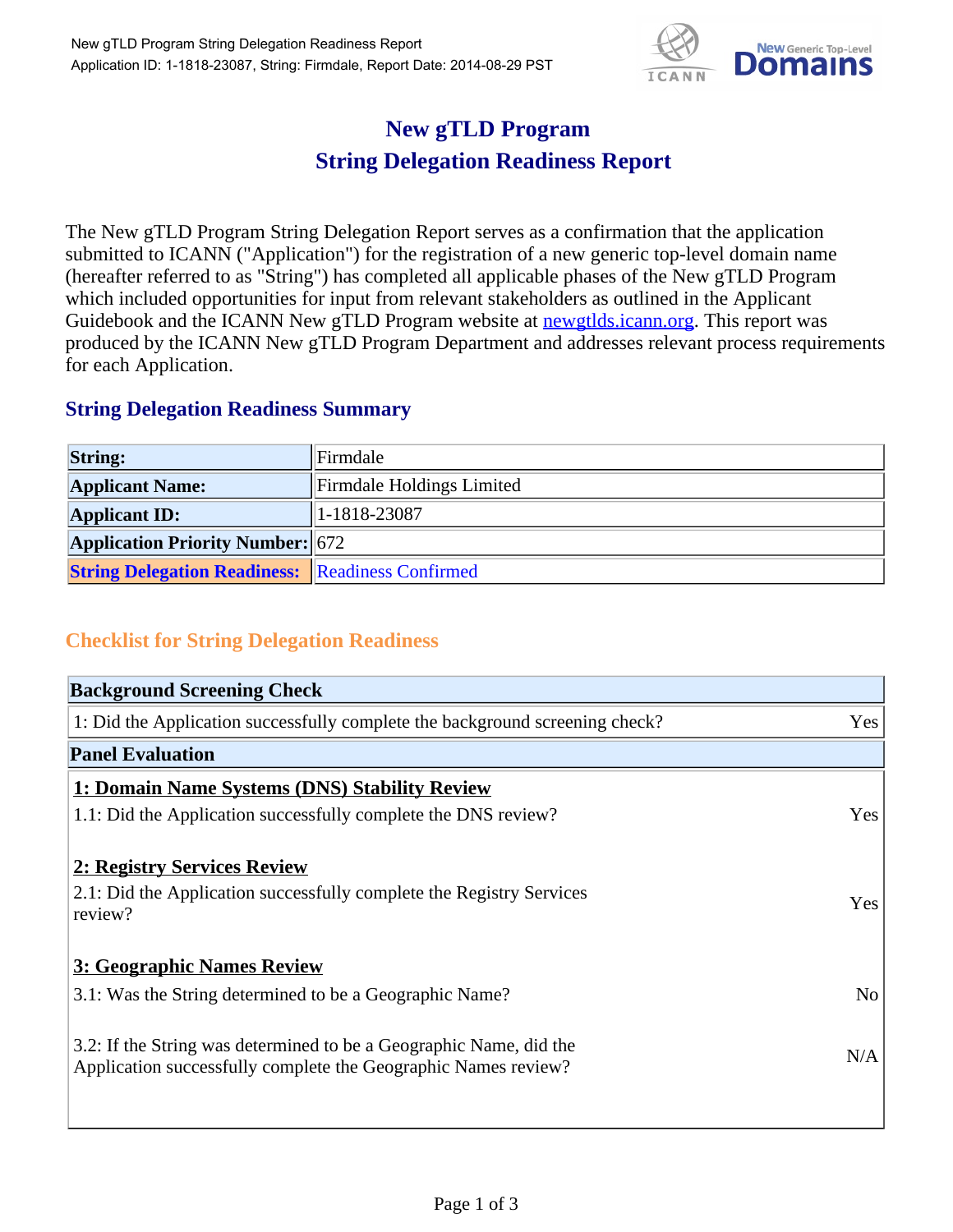# New gTLD Program
# String Delegation Readiness Report

The New gTLD Program String Delegation Report serves as a confirmation that the application submitted to ICANN ("Application") for the registration of a new generic top-level domain name (hereafter referred to as "String") has completed all applicable phases of the New gTLD Program which included opportunities for input from relevant stakeholders as outlined in the Applicant Guidebook and the ICANN New gTLD Program website at [newgtlds.icann.org](http://newgtlds.icann.org). This report was produced by the ICANN New gTLD Program Department and addresses relevant process requirements for each Application.

## String Delegation Readiness Summary

| | |
|---|---|
| **String:** | Firmdale |
| **Applicant Name:** | Firmdale Holdings Limited |
| **Applicant ID:** | 1-1818-23087 |
| **Application Priority Number:** | 672 |
| **String Delegation Readiness:** | Readiness Confirmed |

## Checklist for String Delegation Readiness

| **Background Screening Check** | |
|---|---|
| 1: Did the Application successfully complete the background screening check? | Yes |
| **Panel Evaluation** | |
| **1: Domain Name Systems (DNS) Stability Review** | |
| 1.1: Did the Application successfully complete the DNS review? | Yes |
| **2: Registry Services Review** | |
| 2.1: Did the Application successfully complete the Registry Services review? | Yes |
| **3: Geographic Names Review** | |
| 3.1: Was the String determined to be a Geographic Name? | No |
| 3.2: If the String was determined to be a Geographic Name, did the Application successfully complete the Geographic Names review? | N/A |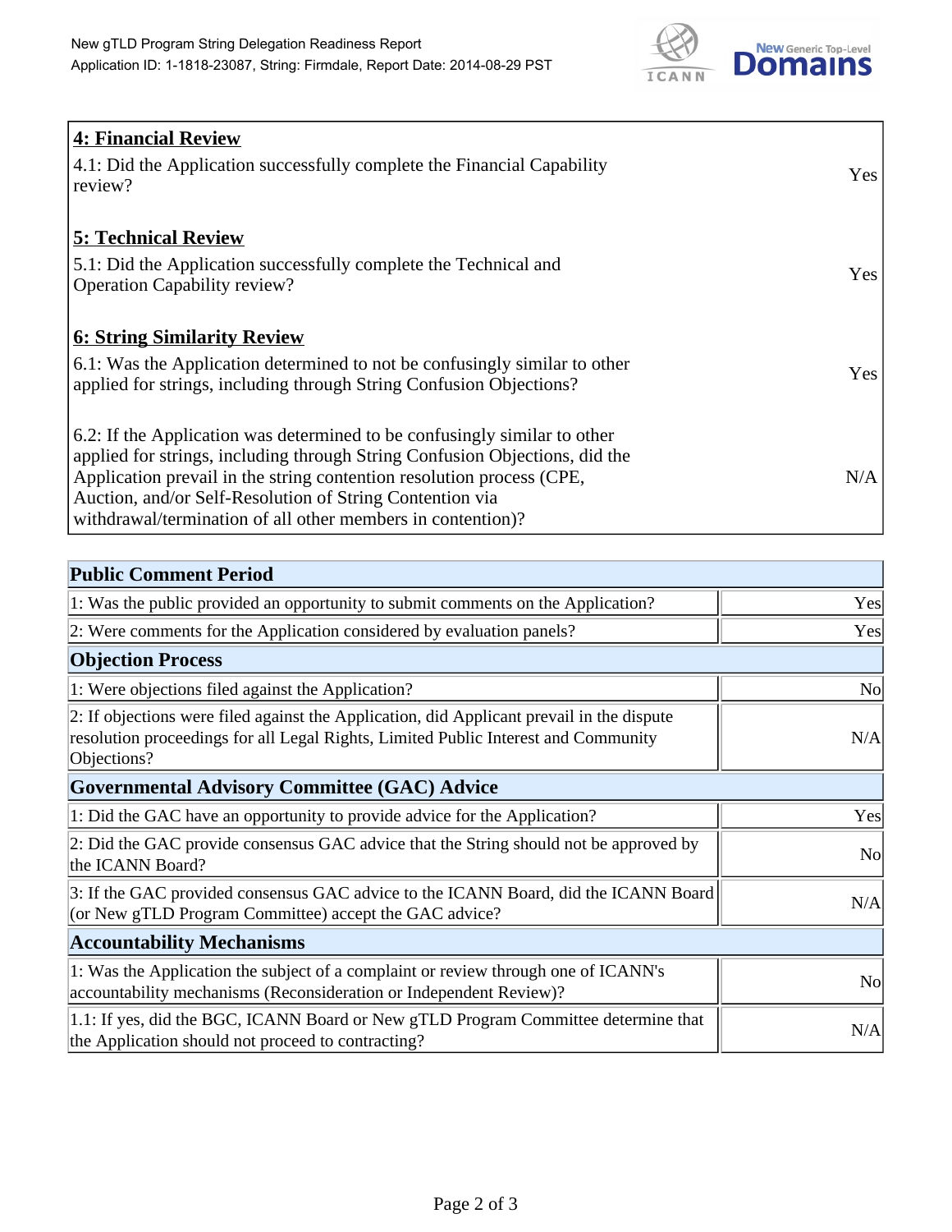## 4: Financial Review

| | |
|---|---|
| 4.1: Did the Application successfully complete the Financial Capability review? | Yes |

## 5: Technical Review

| | |
|---|---|
| 5.1: Did the Application successfully complete the Technical and Operation Capability review? | Yes |

## 6: String Similarity Review

| | |
|---|---|
| 6.1: Was the Application determined to not be confusingly similar to other applied for strings, including through String Confusion Objections? | Yes |
| 6.2: If the Application was determined to be confusingly similar to other applied for strings, including through String Confusion Objections, did the Application prevail in the string contention resolution process (CPE, Auction, and/or Self-Resolution of String Contention via withdrawal/termination of all other members in contention)? | N/A |

| Public Comment Period | |
|---|---|
| 1: Was the public provided an opportunity to submit comments on the Application? | Yes |
| 2: Were comments for the Application considered by evaluation panels? | Yes |
| **Objection Process** | |
| 1: Were objections filed against the Application? | No |
| 2: If objections were filed against the Application, did Applicant prevail in the dispute resolution proceedings for all Legal Rights, Limited Public Interest and Community Objections? | N/A |
| **Governmental Advisory Committee (GAC) Advice** | |
| 1: Did the GAC have an opportunity to provide advice for the Application? | Yes |
| 2: Did the GAC provide consensus GAC advice that the String should not be approved by the ICANN Board? | No |
| 3: If the GAC provided consensus GAC advice to the ICANN Board, did the ICANN Board (or New gTLD Program Committee) accept the GAC advice? | N/A |
| **Accountability Mechanisms** | |
| 1: Was the Application the subject of a complaint or review through one of ICANN's accountability mechanisms (Reconsideration or Independent Review)? | No |
| 1.1: If yes, did the BGC, ICANN Board or New gTLD Program Committee determine that the Application should not proceed to contracting? | N/A |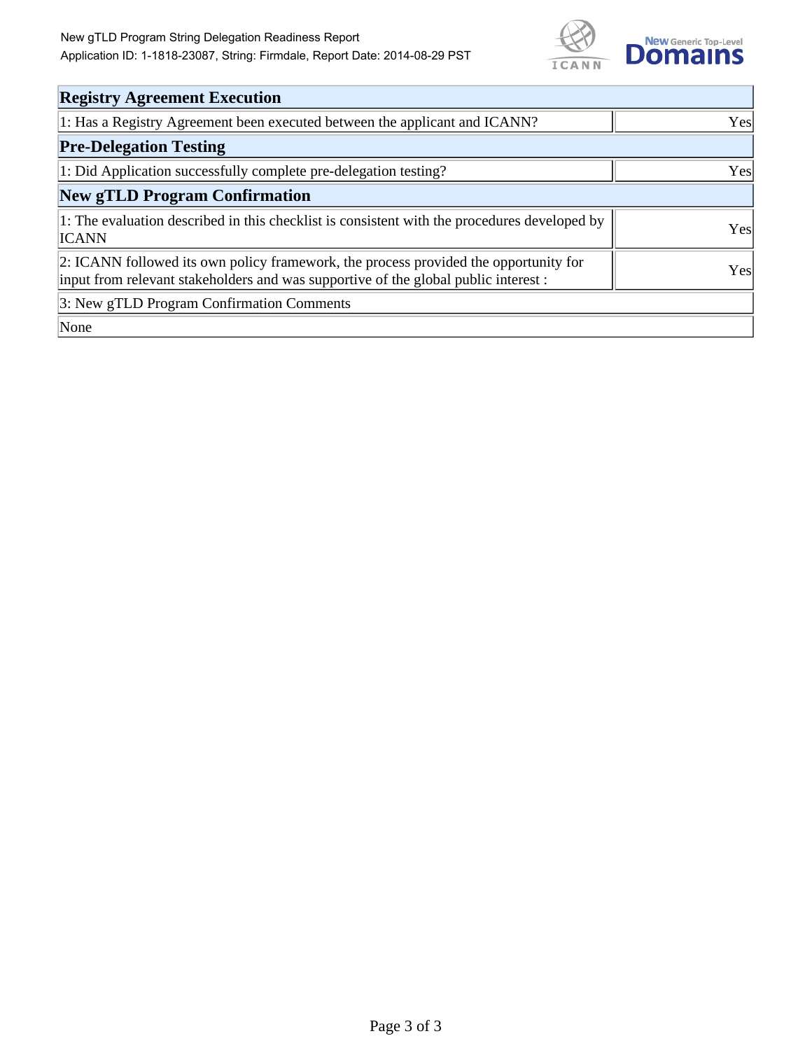## Registry Agreement Execution

| | |
|---|---|
| 1: Has a Registry Agreement been executed between the applicant and ICANN? | Yes |

## Pre-Delegation Testing

| | |
|---|---|
| 1: Did Application successfully complete pre-delegation testing? | Yes |

## New gTLD Program Confirmation

| | |
|---|---|
| 1: The evaluation described in this checklist is consistent with the procedures developed by ICANN | Yes |
| 2: ICANN followed its own policy framework, the process provided the opportunity for input from relevant stakeholders and was supportive of the global public interest : | Yes |

3: New gTLD Program Confirmation Comments

None